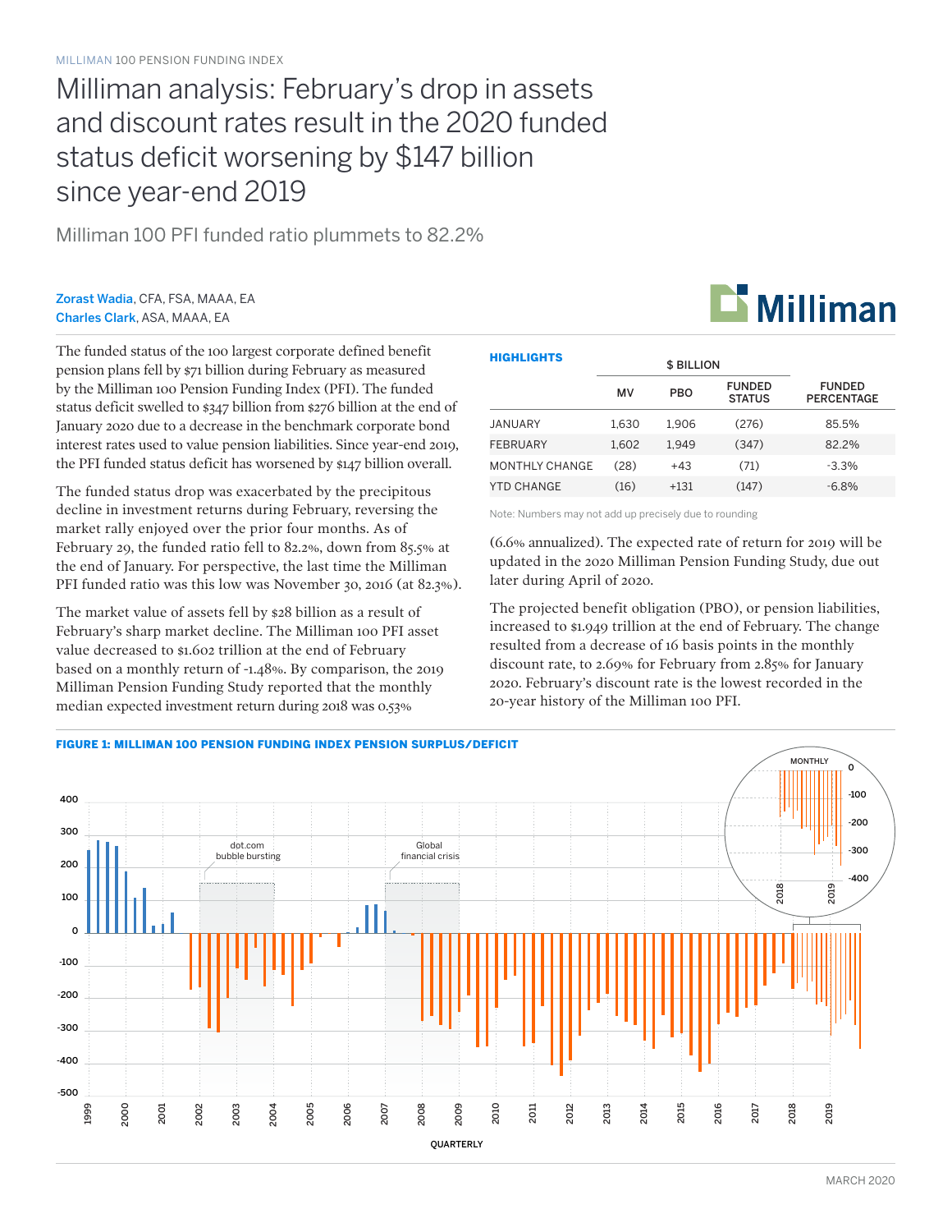MILLIMAN 100 PENSION FUNDING INDEX

# Milliman analysis: February's drop in assets and discount rates result in the 2020 funded status deficit worsening by $147 billion since year-end 2019

## Milliman 100 PFI funded ratio plummets to 82.2%

**Zorast Wadia**, CFA, FSA, MAAA, EA
**Charles Clark**, ASA, MAAA, EA

The funded status of the 100 largest corporate defined benefit pension plans fell by $71 billion during February as measured by the Milliman 100 Pension Funding Index (PFI). The funded status deficit swelled to $347 billion from $276 billion at the end of January 2020 due to a decrease in the benchmark corporate bond interest rates used to value pension liabilities. Since year-end 2019, the PFI funded status deficit has worsened by $147 billion overall.

The funded status drop was exacerbated by the precipitous decline in investment returns during February, reversing the market rally enjoyed over the prior four months. As of February 29, the funded ratio fell to 82.2%, down from 85.5% at the end of January. For perspective, the last time the Milliman PFI funded ratio was this low was November 30, 2016 (at 82.3%).

The market value of assets fell by $28 billion as a result of February's sharp market decline. The Milliman 100 PFI asset value decreased to $1.602 trillion at the end of February based on a monthly return of -1.48%. By comparison, the 2019 Milliman Pension Funding Study reported that the monthly median expected investment return during 2018 was 0.53% (6.6% annualized). The expected rate of return for 2019 will be updated in the 2020 Milliman Pension Funding Study, due out later during April of 2020.

**HIGHLIGHTS**

| | $ BILLION | | | |
|---|---|---|---|---|
| | MV | PBO | FUNDED STATUS | FUNDED PERCENTAGE |
| JANUARY | 1,630 | 1,906 | (276) | 85.5% |
| FEBRUARY | 1,602 | 1,949 | (347) | 82.2% |
| MONTHLY CHANGE | (28) | +43 | (71) | -3.3% |
| YTD CHANGE | (16) | +131 | (147) | -6.8% |

Note: Numbers may not add up precisely due to rounding

The projected benefit obligation (PBO), or pension liabilities, increased to $1.949 trillion at the end of February. The change resulted from a decrease of 16 basis points in the monthly discount rate, to 2.69% for February from 2.85% for January 2020. February's discount rate is the lowest recorded in the 20-year history of the Milliman 100 PFI.

**FIGURE 1: MILLIMAN 100 PENSION FUNDING INDEX PENSION SURPLUS/DEFICIT**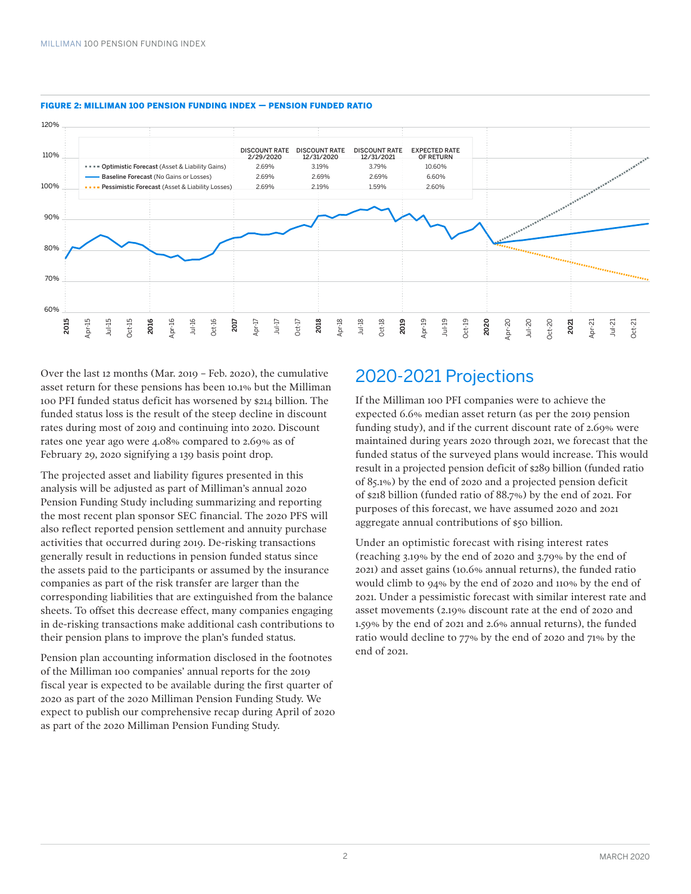**FIGURE 2: MILLIMAN 100 PENSION FUNDING INDEX — PENSION FUNDED RATIO**

| | DISCOUNT RATE 2/29/2020 | DISCOUNT RATE 12/31/2020 | DISCOUNT RATE 12/31/2021 | EXPECTED RATE OF RETURN |
|---|---|---|---|---|
| Optimistic Forecast (Asset & Liability Gains) | 2.69% | 3.19% | 3.79% | 10.60% |
| Baseline Forecast (No Gains or Losses) | 2.69% | 2.69% | 2.69% | 6.60% |
| Pessimistic Forecast (Asset & Liability Losses) | 2.69% | 2.19% | 1.59% | 2.60% |

Over the last 12 months (Mar. 2019 – Feb. 2020), the cumulative asset return for these pensions has been 10.1% but the Milliman 100 PFI funded status deficit has worsened by $214 billion. The funded status loss is the result of the steep decline in discount rates during most of 2019 and continuing into 2020. Discount rates one year ago were 4.08% compared to 2.69% as of February 29, 2020 signifying a 139 basis point drop.

The projected asset and liability figures presented in this analysis will be adjusted as part of Milliman's annual 2020 Pension Funding Study including summarizing and reporting the most recent plan sponsor SEC financial. The 2020 PFS will also reflect reported pension settlement and annuity purchase activities that occurred during 2019. De-risking transactions generally result in reductions in pension funded status since the assets paid to the participants or assumed by the insurance companies as part of the risk transfer are larger than the corresponding liabilities that are extinguished from the balance sheets. To offset this decrease effect, many companies engaging in de-risking transactions make additional cash contributions to their pension plans to improve the plan's funded status.

Pension plan accounting information disclosed in the footnotes of the Milliman 100 companies' annual reports for the 2019 fiscal year is expected to be available during the first quarter of 2020 as part of the 2020 Milliman Pension Funding Study. We expect to publish our comprehensive recap during April of 2020 as part of the 2020 Milliman Pension Funding Study.

## 2020-2021 Projections

If the Milliman 100 PFI companies were to achieve the expected 6.6% median asset return (as per the 2019 pension funding study), and if the current discount rate of 2.69% were maintained during years 2020 through 2021, we forecast that the funded status of the surveyed plans would increase. This would result in a projected pension deficit of $289 billion (funded ratio of 85.1%) by the end of 2020 and a projected pension deficit of $218 billion (funded ratio of 88.7%) by the end of 2021. For purposes of this forecast, we have assumed 2020 and 2021 aggregate annual contributions of $50 billion.

Under an optimistic forecast with rising interest rates (reaching 3.19% by the end of 2020 and 3.79% by the end of 2021) and asset gains (10.6% annual returns), the funded ratio would climb to 94% by the end of 2020 and 110% by the end of 2021. Under a pessimistic forecast with similar interest rate and asset movements (2.19% discount rate at the end of 2020 and 1.59% by the end of 2021 and 2.6% annual returns), the funded ratio would decline to 77% by the end of 2020 and 71% by the end of 2021.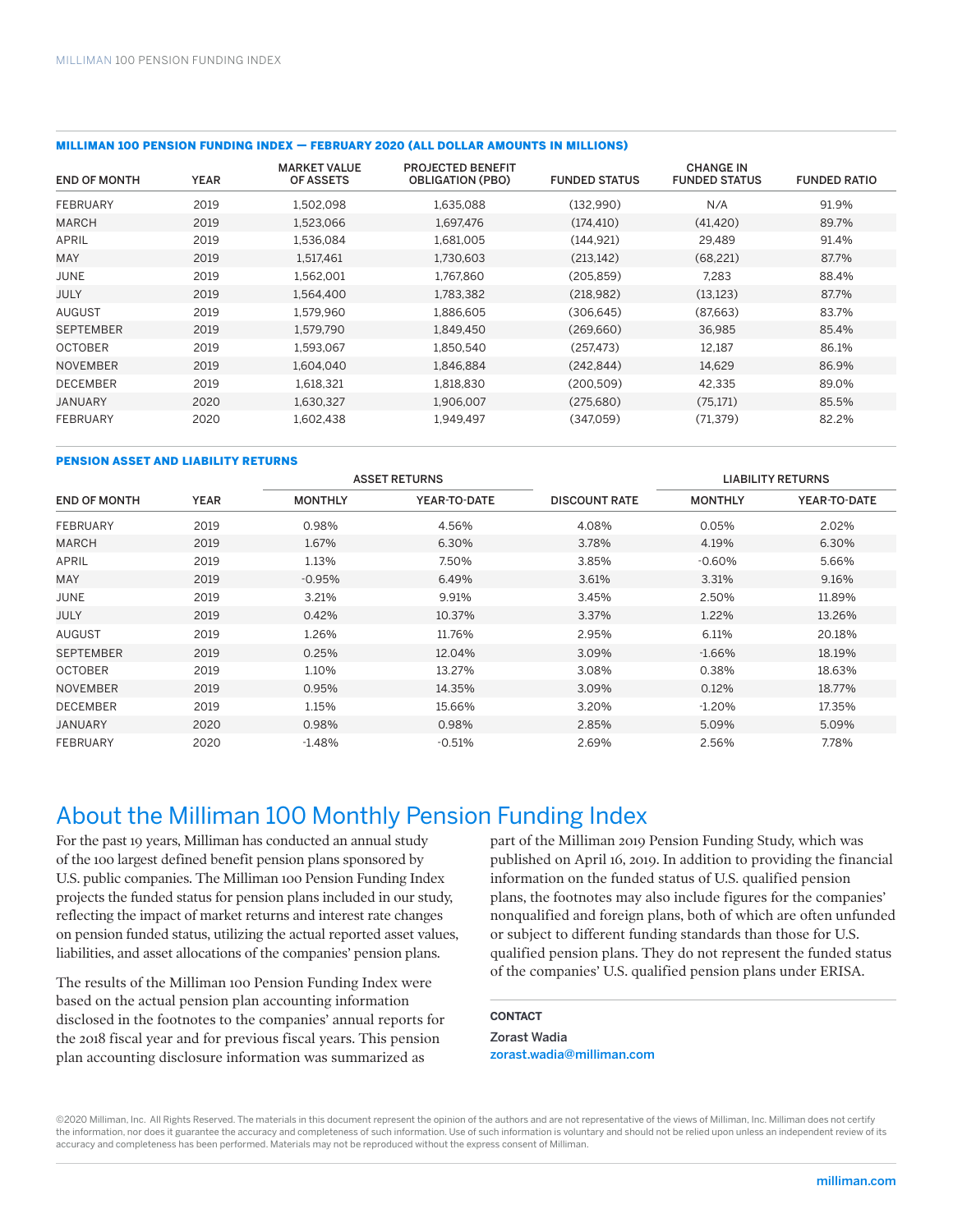### MILLIMAN 100 PENSION FUNDING INDEX — FEBRUARY 2020 (ALL DOLLAR AMOUNTS IN MILLIONS)

| END OF MONTH | YEAR | MARKET VALUE OF ASSETS | PROJECTED BENEFIT OBLIGATION (PBO) | FUNDED STATUS | CHANGE IN FUNDED STATUS | FUNDED RATIO |
|---|---|---|---|---|---|---|
| FEBRUARY | 2019 | 1,502,098 | 1,635,088 | (132,990) | N/A | 91.9% |
| MARCH | 2019 | 1,523,066 | 1,697,476 | (174,410) | (41,420) | 89.7% |
| APRIL | 2019 | 1,536,084 | 1,681,005 | (144,921) | 29,489 | 91.4% |
| MAY | 2019 | 1,517,461 | 1,730,603 | (213,142) | (68,221) | 87.7% |
| JUNE | 2019 | 1,562,001 | 1,767,860 | (205,859) | 7,283 | 88.4% |
| JULY | 2019 | 1,564,400 | 1,783,382 | (218,982) | (13,123) | 87.7% |
| AUGUST | 2019 | 1,579,960 | 1,886,605 | (306,645) | (87,663) | 83.7% |
| SEPTEMBER | 2019 | 1,579,790 | 1,849,450 | (269,660) | 36,985 | 85.4% |
| OCTOBER | 2019 | 1,593,067 | 1,850,540 | (257,473) | 12,187 | 86.1% |
| NOVEMBER | 2019 | 1,604,040 | 1,846,884 | (242,844) | 14,629 | 86.9% |
| DECEMBER | 2019 | 1,618,321 | 1,818,830 | (200,509) | 42,335 | 89.0% |
| JANUARY | 2020 | 1,630,327 | 1,906,007 | (275,680) | (75,171) | 85.5% |
| FEBRUARY | 2020 | 1,602,438 | 1,949,497 | (347,059) | (71,379) | 82.2% |

### PENSION ASSET AND LIABILITY RETURNS

| | | ASSET RETURNS | | | LIABILITY RETURNS | |
|---|---|---|---|---|---|---|
| END OF MONTH | YEAR | MONTHLY | YEAR-TO-DATE | DISCOUNT RATE | MONTHLY | YEAR-TO-DATE |
| FEBRUARY | 2019 | 0.98% | 4.56% | 4.08% | 0.05% | 2.02% |
| MARCH | 2019 | 1.67% | 6.30% | 3.78% | 4.19% | 6.30% |
| APRIL | 2019 | 1.13% | 7.50% | 3.85% | -0.60% | 5.66% |
| MAY | 2019 | -0.95% | 6.49% | 3.61% | 3.31% | 9.16% |
| JUNE | 2019 | 3.21% | 9.91% | 3.45% | 2.50% | 11.89% |
| JULY | 2019 | 0.42% | 10.37% | 3.37% | 1.22% | 13.26% |
| AUGUST | 2019 | 1.26% | 11.76% | 2.95% | 6.11% | 20.18% |
| SEPTEMBER | 2019 | 0.25% | 12.04% | 3.09% | -1.66% | 18.19% |
| OCTOBER | 2019 | 1.10% | 13.27% | 3.08% | 0.38% | 18.63% |
| NOVEMBER | 2019 | 0.95% | 14.35% | 3.09% | 0.12% | 18.77% |
| DECEMBER | 2019 | 1.15% | 15.66% | 3.20% | -1.20% | 17.35% |
| JANUARY | 2020 | 0.98% | 0.98% | 2.85% | 5.09% | 5.09% |
| FEBRUARY | 2020 | -1.48% | -0.51% | 2.69% | 2.56% | 7.78% |

## About the Milliman 100 Monthly Pension Funding Index

For the past 19 years, Milliman has conducted an annual study of the 100 largest defined benefit pension plans sponsored by U.S. public companies. The Milliman 100 Pension Funding Index projects the funded status for pension plans included in our study, reflecting the impact of market returns and interest rate changes on pension funded status, utilizing the actual reported asset values, liabilities, and asset allocations of the companies' pension plans.

The results of the Milliman 100 Pension Funding Index were based on the actual pension plan accounting information disclosed in the footnotes to the companies' annual reports for the 2018 fiscal year and for previous fiscal years. This pension plan accounting disclosure information was summarized as part of the Milliman 2019 Pension Funding Study, which was published on April 16, 2019. In addition to providing the financial information on the funded status of U.S. qualified pension plans, the footnotes may also include figures for the companies' nonqualified and foreign plans, both of which are often unfunded or subject to different funding standards than those for U.S. qualified pension plans. They do not represent the funded status of the companies' U.S. qualified pension plans under ERISA.

**CONTACT**

Zorast Wadia
zorast.wadia@milliman.com

©2020 Milliman, Inc. All Rights Reserved. The materials in this document represent the opinion of the authors and are not representative of the views of Milliman, Inc. Milliman does not certify the information, nor does it guarantee the accuracy and completeness of such information. Use of such information is voluntary and should not be relied upon unless an independent review of its accuracy and completeness has been performed. Materials may not be reproduced without the express consent of Milliman.

milliman.com